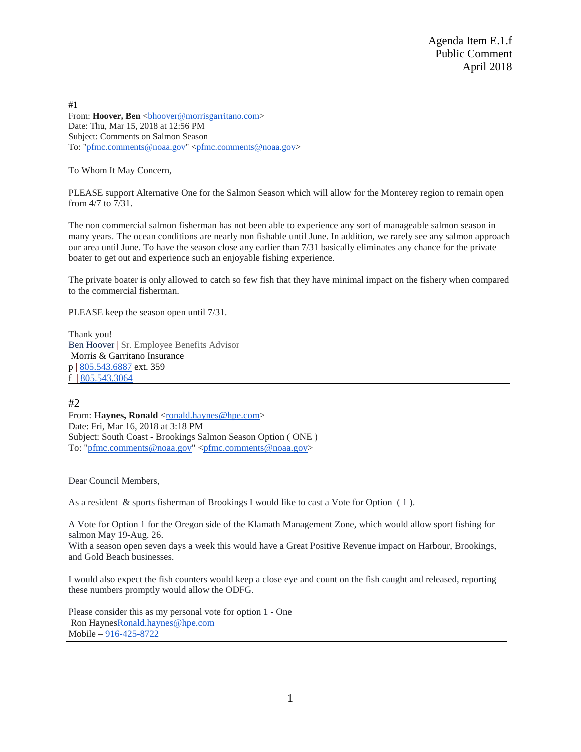Agenda Item E.1.f
Public Comment
April 2018

#1
From: **Hoover, Ben** <bhoover@morrisgarritano.com>
Date: Thu, Mar 15, 2018 at 12:56 PM
Subject: Comments on Salmon Season
To: "pfmc.comments@noaa.gov" <pfmc.comments@noaa.gov>

To Whom It May Concern,

PLEASE support Alternative One for the Salmon Season which will allow for the Monterey region to remain open from 4/7 to 7/31.

The non commercial salmon fisherman has not been able to experience any sort of manageable salmon season in many years. The ocean conditions are nearly non fishable until June. In addition, we rarely see any salmon approach our area until June. To have the season close any earlier than 7/31 basically eliminates any chance for the private boater to get out and experience such an enjoyable fishing experience.

The private boater is only allowed to catch so few fish that they have minimal impact on the fishery when compared to the commercial fisherman.

PLEASE keep the season open until 7/31.

Thank you!
Ben Hoover | Sr. Employee Benefits Advisor
Morris & Garritano Insurance
p | 805.543.6887 ext. 359
f | 805.543.3064

---

#2
From: **Haynes, Ronald** <ronald.haynes@hpe.com>
Date: Fri, Mar 16, 2018 at 3:18 PM
Subject: South Coast - Brookings Salmon Season Option ( ONE )
To: "pfmc.comments@noaa.gov" <pfmc.comments@noaa.gov>

Dear Council Members,

As a resident & sports fisherman of Brookings I would like to cast a Vote for Option ( 1 ).

A Vote for Option 1 for the Oregon side of the Klamath Management Zone, which would allow sport fishing for salmon May 19-Aug. 26.
With a season open seven days a week this would have a Great Positive Revenue impact on Harbour, Brookings, and Gold Beach businesses.

I would also expect the fish counters would keep a close eye and count on the fish caught and released, reporting these numbers promptly would allow the ODFG.

Please consider this as my personal vote for option 1 - One
Ron HaynesRonald.haynes@hpe.com
Mobile – 916-425-8722

---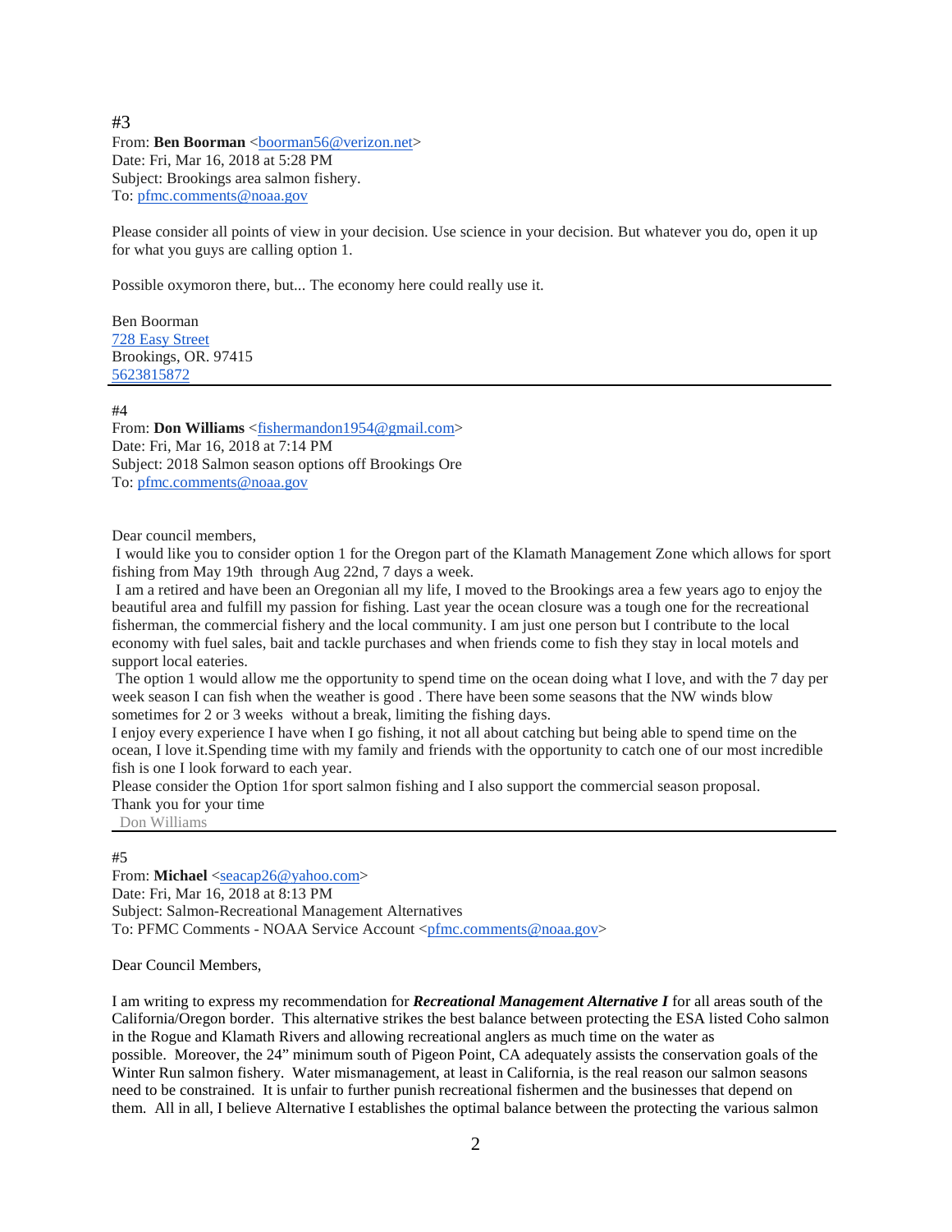#3
From: **Ben Boorman** <boorman56@verizon.net>
Date: Fri, Mar 16, 2018 at 5:28 PM
Subject: Brookings area salmon fishery.
To: pfmc.comments@noaa.gov

Please consider all points of view in your decision. Use science in your decision. But whatever you do, open it up for what you guys are calling option 1.

Possible oxymoron there, but... The economy here could really use it.

Ben Boorman
728 Easy Street
Brookings, OR. 97415
5623815872

---

#4
From: **Don Williams** <fishermandon1954@gmail.com>
Date: Fri, Mar 16, 2018 at 7:14 PM
Subject: 2018 Salmon season options off Brookings Ore
To: pfmc.comments@noaa.gov

Dear council members,
I would like you to consider option 1 for the Oregon part of the Klamath Management Zone which allows for sport fishing from May 19th through Aug 22nd, 7 days a week.
I am a retired and have been an Oregonian all my life, I moved to the Brookings area a few years ago to enjoy the beautiful area and fulfill my passion for fishing. Last year the ocean closure was a tough one for the recreational fisherman, the commercial fishery and the local community. I am just one person but I contribute to the local economy with fuel sales, bait and tackle purchases and when friends come to fish they stay in local motels and support local eateries.
The option 1 would allow me the opportunity to spend time on the ocean doing what I love, and with the 7 day per week season I can fish when the weather is good . There have been some seasons that the NW winds blow sometimes for 2 or 3 weeks without a break, limiting the fishing days.
I enjoy every experience I have when I go fishing, it not all about catching but being able to spend time on the ocean, I love it.Spending time with my family and friends with the opportunity to catch one of our most incredible fish is one I look forward to each year.
Please consider the Option 1for sport salmon fishing and I also support the commercial season proposal.
Thank you for your time
Don Williams

---

#5
From: **Michael** <seacap26@yahoo.com>
Date: Fri, Mar 16, 2018 at 8:13 PM
Subject: Salmon-Recreational Management Alternatives
To: PFMC Comments - NOAA Service Account <pfmc.comments@noaa.gov>

Dear Council Members,

I am writing to express my recommendation for ***Recreational Management Alternative I*** for all areas south of the California/Oregon border. This alternative strikes the best balance between protecting the ESA listed Coho salmon in the Rogue and Klamath Rivers and allowing recreational anglers as much time on the water as possible. Moreover, the 24" minimum south of Pigeon Point, CA adequately assists the conservation goals of the Winter Run salmon fishery. Water mismanagement, at least in California, is the real reason our salmon seasons need to be constrained. It is unfair to further punish recreational fishermen and the businesses that depend on them. All in all, I believe Alternative I establishes the optimal balance between the protecting the various salmon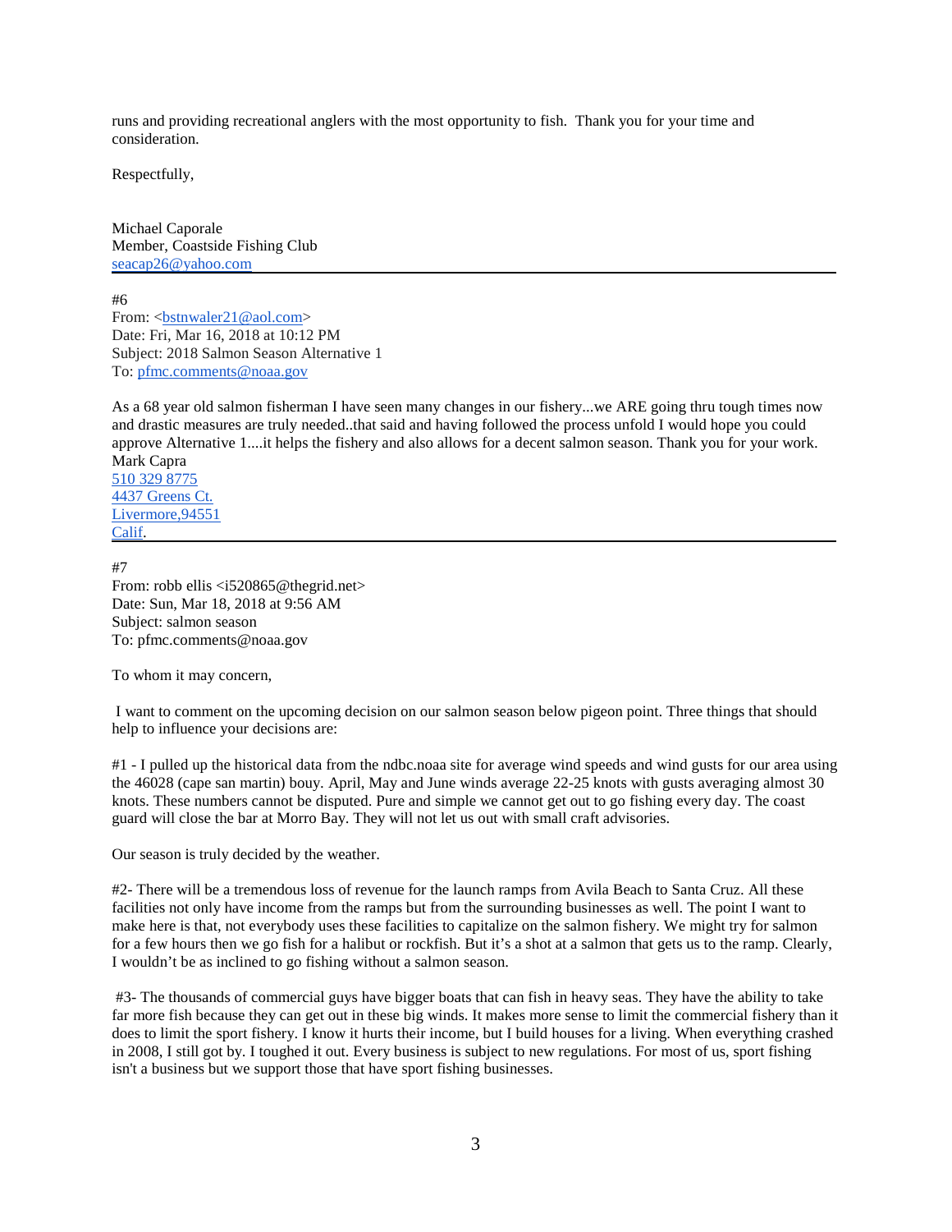runs and providing recreational anglers with the most opportunity to fish.  Thank you for your time and consideration.

Respectfully,

Michael Caporale
Member, Coastside Fishing Club
seacap26@yahoo.com

---

#6
From: <bstnwaler21@aol.com>
Date: Fri, Mar 16, 2018 at 10:12 PM
Subject: 2018 Salmon Season Alternative 1
To: pfmc.comments@noaa.gov

As a 68 year old salmon fisherman I have seen many changes in our fishery...we ARE going thru tough times now and drastic measures are truly needed..that said and having followed the process unfold I would hope you could approve Alternative 1....it helps the fishery and also allows for a decent salmon season. Thank you for your work.
Mark Capra
510 329 8775
4437 Greens Ct.
Livermore,94551
Calif.

---

#7
From: robb ellis <i520865@thegrid.net>
Date: Sun, Mar 18, 2018 at 9:56 AM
Subject: salmon season
To: pfmc.comments@noaa.gov

To whom it may concern,

I want to comment on the upcoming decision on our salmon season below pigeon point. Three things that should help to influence your decisions are:

#1 - I pulled up the historical data from the ndbc.noaa site for average wind speeds and wind gusts for our area using the 46028 (cape san martin) bouy. April, May and June winds average 22-25 knots with gusts averaging almost 30 knots. These numbers cannot be disputed. Pure and simple we cannot get out to go fishing every day. The coast guard will close the bar at Morro Bay. They will not let us out with small craft advisories.

Our season is truly decided by the weather.

#2- There will be a tremendous loss of revenue for the launch ramps from Avila Beach to Santa Cruz. All these facilities not only have income from the ramps but from the surrounding businesses as well. The point I want to make here is that, not everybody uses these facilities to capitalize on the salmon fishery. We might try for salmon for a few hours then we go fish for a halibut or rockfish. But it's a shot at a salmon that gets us to the ramp. Clearly, I wouldn't be as inclined to go fishing without a salmon season.

#3- The thousands of commercial guys have bigger boats that can fish in heavy seas. They have the ability to take far more fish because they can get out in these big winds. It makes more sense to limit the commercial fishery than it does to limit the sport fishery. I know it hurts their income, but I build houses for a living. When everything crashed in 2008, I still got by. I toughed it out. Every business is subject to new regulations. For most of us, sport fishing isn't a business but we support those that have sport fishing businesses.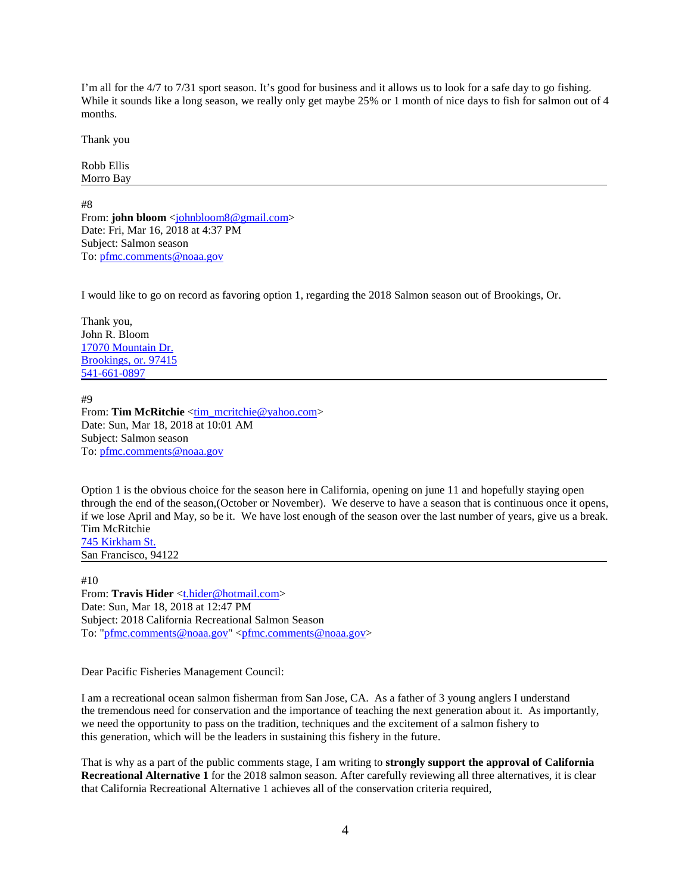I'm all for the 4/7 to 7/31 sport season. It's good for business and it allows us to look for a safe day to go fishing. While it sounds like a long season, we really only get maybe 25% or 1 month of nice days to fish for salmon out of 4 months.

Thank you

Robb Ellis
Morro Bay

---

#8
From: **john bloom** <johnbloom8@gmail.com>
Date: Fri, Mar 16, 2018 at 4:37 PM
Subject: Salmon season
To: pfmc.comments@noaa.gov

I would like to go on record as favoring option 1, regarding the 2018 Salmon season out of Brookings, Or.

Thank you,
John R. Bloom
17070 Mountain Dr.
Brookings, or. 97415
541-661-0897

---

#9
From: **Tim McRitchie** <tim_mcritchie@yahoo.com>
Date: Sun, Mar 18, 2018 at 10:01 AM
Subject: Salmon season
To: pfmc.comments@noaa.gov

Option 1 is the obvious choice for the season here in California, opening on june 11 and hopefully staying open through the end of the season,(October or November). We deserve to have a season that is continuous once it opens, if we lose April and May, so be it. We have lost enough of the season over the last number of years, give us a break.
Tim McRitchie
745 Kirkham St.
San Francisco, 94122

---

#10
From: **Travis Hider** <t.hider@hotmail.com>
Date: Sun, Mar 18, 2018 at 12:47 PM
Subject: 2018 California Recreational Salmon Season
To: "pfmc.comments@noaa.gov" <pfmc.comments@noaa.gov>

Dear Pacific Fisheries Management Council:

I am a recreational ocean salmon fisherman from San Jose, CA. As a father of 3 young anglers I understand the tremendous need for conservation and the importance of teaching the next generation about it. As importantly, we need the opportunity to pass on the tradition, techniques and the excitement of a salmon fishery to this generation, which will be the leaders in sustaining this fishery in the future.

That is why as a part of the public comments stage, I am writing to **strongly support the approval of California Recreational Alternative 1** for the 2018 salmon season. After carefully reviewing all three alternatives, it is clear that California Recreational Alternative 1 achieves all of the conservation criteria required,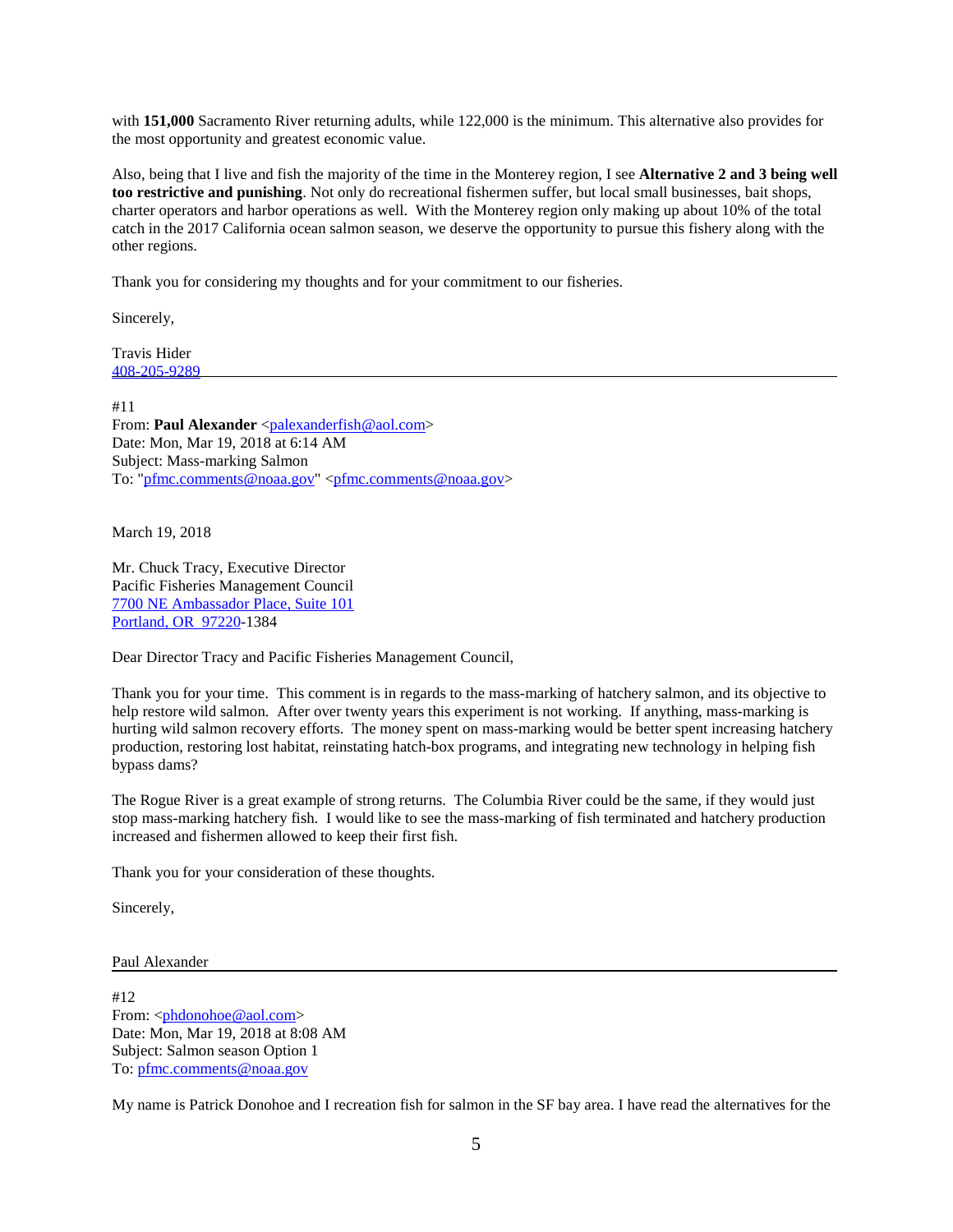with **151,000** Sacramento River returning adults, while 122,000 is the minimum. This alternative also provides for the most opportunity and greatest economic value.

Also, being that I live and fish the majority of the time in the Monterey region, I see **Alternative 2 and 3 being well too restrictive and punishing**. Not only do recreational fishermen suffer, but local small businesses, bait shops, charter operators and harbor operations as well. With the Monterey region only making up about 10% of the total catch in the 2017 California ocean salmon season, we deserve the opportunity to pursue this fishery along with the other regions.

Thank you for considering my thoughts and for your commitment to our fisheries.

Sincerely,

Travis Hider
408-205-9289

---

#11
From: **Paul Alexander** <palexanderfish@aol.com>
Date: Mon, Mar 19, 2018 at 6:14 AM
Subject: Mass-marking Salmon
To: "pfmc.comments@noaa.gov" <pfmc.comments@noaa.gov>

March 19, 2018

Mr. Chuck Tracy, Executive Director
Pacific Fisheries Management Council
7700 NE Ambassador Place, Suite 101
Portland, OR 97220-1384

Dear Director Tracy and Pacific Fisheries Management Council,

Thank you for your time. This comment is in regards to the mass-marking of hatchery salmon, and its objective to help restore wild salmon. After over twenty years this experiment is not working. If anything, mass-marking is hurting wild salmon recovery efforts. The money spent on mass-marking would be better spent increasing hatchery production, restoring lost habitat, reinstating hatch-box programs, and integrating new technology in helping fish bypass dams?

The Rogue River is a great example of strong returns. The Columbia River could be the same, if they would just stop mass-marking hatchery fish. I would like to see the mass-marking of fish terminated and hatchery production increased and fishermen allowed to keep their first fish.

Thank you for your consideration of these thoughts.

Sincerely,

Paul Alexander

---

#12
From: <phdonohoe@aol.com>
Date: Mon, Mar 19, 2018 at 8:08 AM
Subject: Salmon season Option 1
To: pfmc.comments@noaa.gov

My name is Patrick Donohoe and I recreation fish for salmon in the SF bay area. I have read the alternatives for the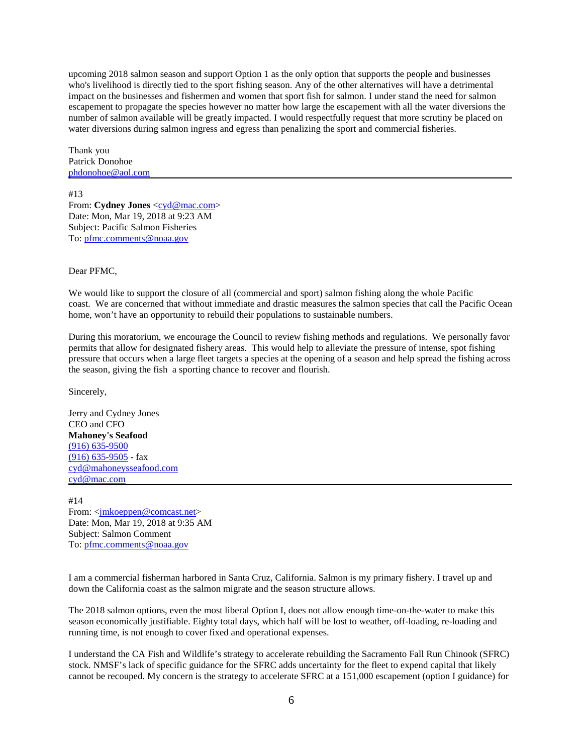upcoming 2018 salmon season and support Option 1 as the only option that supports the people and businesses who's livelihood is directly tied to the sport fishing season. Any of the other alternatives will have a detrimental impact on the businesses and fishermen and women that sport fish for salmon. I under stand the need for salmon escapement to propagate the species however no matter how large the escapement with all the water diversions the number of salmon available will be greatly impacted. I would respectfully request that more scrutiny be placed on water diversions during salmon ingress and egress than penalizing the sport and commercial fisheries.

Thank you
Patrick Donohoe
phdonohoe@aol.com

---

#13
From: **Cydney Jones** <cyd@mac.com>
Date: Mon, Mar 19, 2018 at 9:23 AM
Subject: Pacific Salmon Fisheries
To: pfmc.comments@noaa.gov

Dear PFMC,

We would like to support the closure of all (commercial and sport) salmon fishing along the whole Pacific coast.  We are concerned that without immediate and drastic measures the salmon species that call the Pacific Ocean home, won't have an opportunity to rebuild their populations to sustainable numbers.

During this moratorium, we encourage the Council to review fishing methods and regulations.  We personally favor permits that allow for designated fishery areas.  This would help to alleviate the pressure of intense, spot fishing pressure that occurs when a large fleet targets a species at the opening of a season and help spread the fishing across the season, giving the fish  a sporting chance to recover and flourish.

Sincerely,

Jerry and Cydney Jones
CEO and CFO
**Mahoney's Seafood**
(916) 635-9500
(916) 635-9505 - fax
cyd@mahoneysseafood.com
cyd@mac.com

---

#14
From: <jmkoeppen@comcast.net>
Date: Mon, Mar 19, 2018 at 9:35 AM
Subject: Salmon Comment
To: pfmc.comments@noaa.gov

I am a commercial fisherman harbored in Santa Cruz, California. Salmon is my primary fishery. I travel up and down the California coast as the salmon migrate and the season structure allows.

The 2018 salmon options, even the most liberal Option I, does not allow enough time-on-the-water to make this season economically justifiable. Eighty total days, which half will be lost to weather, off-loading, re-loading and running time, is not enough to cover fixed and operational expenses.

I understand the CA Fish and Wildlife's strategy to accelerate rebuilding the Sacramento Fall Run Chinook (SFRC) stock. NMSF's lack of specific guidance for the SFRC adds uncertainty for the fleet to expend capital that likely cannot be recouped. My concern is the strategy to accelerate SFRC at a 151,000 escapement (option I guidance) for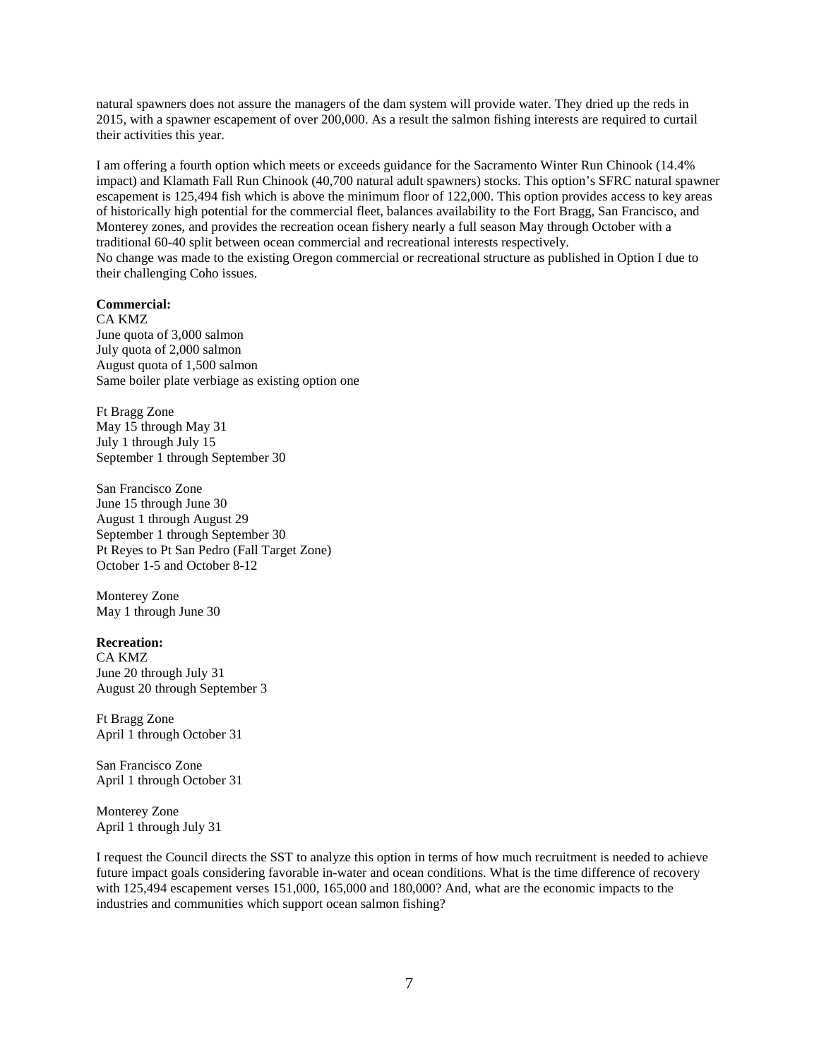natural spawners does not assure the managers of the dam system will provide water. They dried up the reds in 2015, with a spawner escapement of over 200,000. As a result the salmon fishing interests are required to curtail their activities this year.

I am offering a fourth option which meets or exceeds guidance for the Sacramento Winter Run Chinook (14.4% impact) and Klamath Fall Run Chinook (40,700 natural adult spawners) stocks. This option's SFRC natural spawner escapement is 125,494 fish which is above the minimum floor of 122,000. This option provides access to key areas of historically high potential for the commercial fleet, balances availability to the Fort Bragg, San Francisco, and Monterey zones, and provides the recreation ocean fishery nearly a full season May through October with a traditional 60-40 split between ocean commercial and recreational interests respectively.
No change was made to the existing Oregon commercial or recreational structure as published in Option I due to their challenging Coho issues.

**Commercial:**

CA KMZ
June quota of 3,000 salmon
July quota of 2,000 salmon
August quota of 1,500 salmon
Same boiler plate verbiage as existing option one

Ft Bragg Zone
May 15 through May 31
July 1 through July 15
September 1 through September 30

San Francisco Zone
June 15 through June 30
August 1 through August 29
September 1 through September 30
Pt Reyes to Pt San Pedro (Fall Target Zone)
October 1-5 and October 8-12

Monterey Zone
May 1 through June 30

**Recreation:**

CA KMZ
June 20 through July 31
August 20 through September 3

Ft Bragg Zone
April 1 through October 31

San Francisco Zone
April 1 through October 31

Monterey Zone
April 1 through July 31

I request the Council directs the SST to analyze this option in terms of how much recruitment is needed to achieve future impact goals considering favorable in-water and ocean conditions. What is the time difference of recovery with 125,494 escapement verses 151,000, 165,000 and 180,000? And, what are the economic impacts to the industries and communities which support ocean salmon fishing?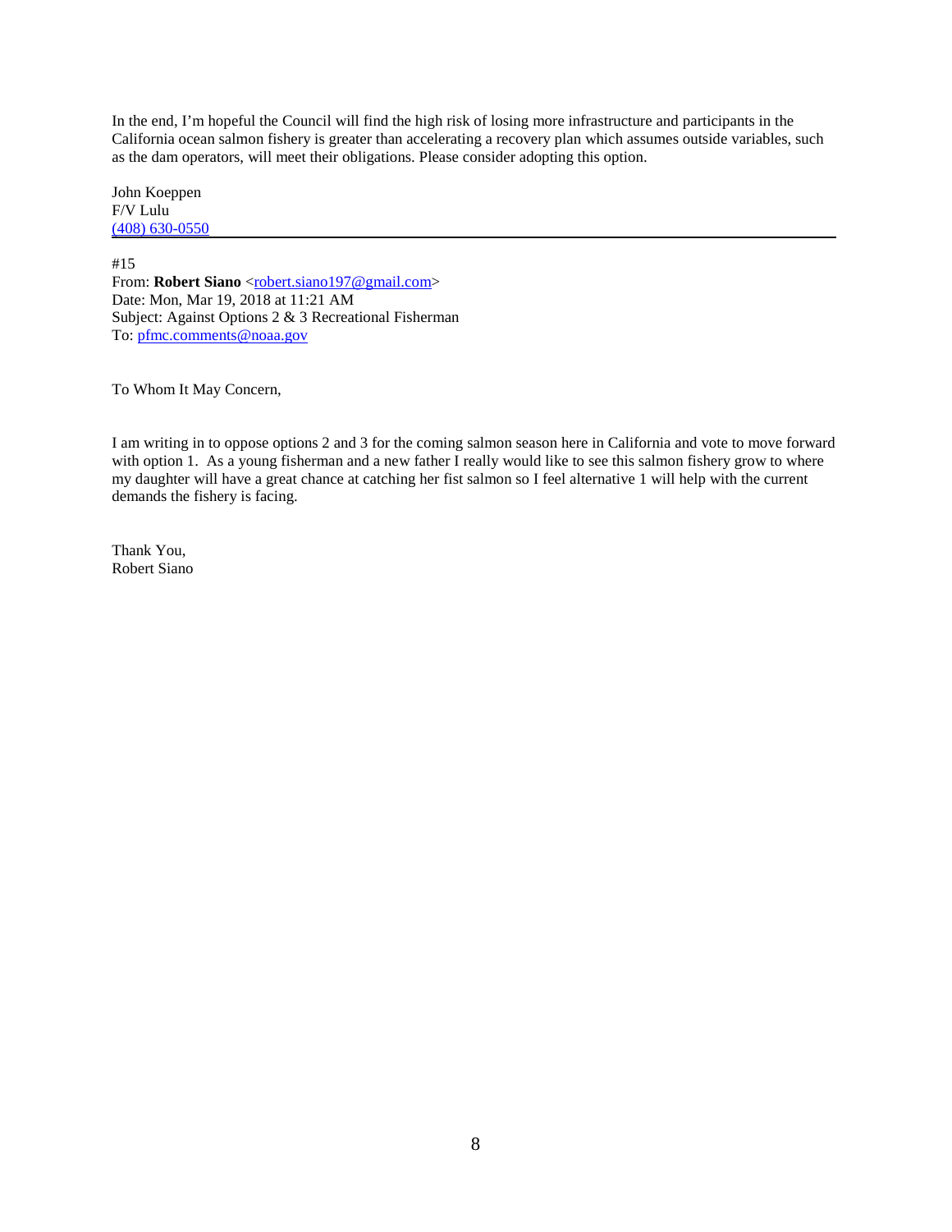In the end, I'm hopeful the Council will find the high risk of losing more infrastructure and participants in the California ocean salmon fishery is greater than accelerating a recovery plan which assumes outside variables, such as the dam operators, will meet their obligations. Please consider adopting this option.

John Koeppen
F/V Lulu
(408) 630-0550

---

#15
From: **Robert Siano** <robert.siano197@gmail.com>
Date: Mon, Mar 19, 2018 at 11:21 AM
Subject: Against Options 2 & 3 Recreational Fisherman
To: pfmc.comments@noaa.gov

To Whom It May Concern,

I am writing in to oppose options 2 and 3 for the coming salmon season here in California and vote to move forward with option 1. As a young fisherman and a new father I really would like to see this salmon fishery grow to where my daughter will have a great chance at catching her fist salmon so I feel alternative 1 will help with the current demands the fishery is facing.

Thank You,
Robert Siano